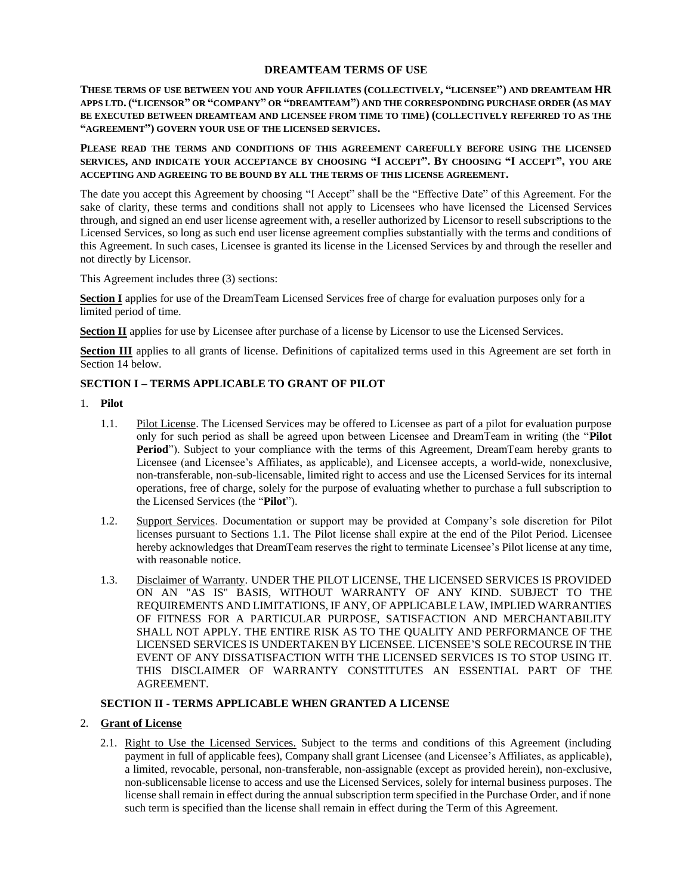# DREAMTEAM TERMS OF USE

**THESE TERMS OF USE BETWEEN YOU AND YOUR AFFILIATES (COLLECTIVELY, "LICENSEE") AND DREAMTEAM HR APPS LTD. ("LICENSOR" OR "COMPANY" OR "DREAMTEAM") AND THE CORRESPONDING PURCHASE ORDER (AS MAY BE EXECUTED BETWEEN DREAMTEAM AND LICENSEE FROM TIME TO TIME) (COLLECTIVELY REFERRED TO AS THE "AGREEMENT") GOVERN YOUR USE OF THE LICENSED SERVICES.**

**PLEASE READ THE TERMS AND CONDITIONS OF THIS AGREEMENT CAREFULLY BEFORE USING THE LICENSED SERVICES, AND INDICATE YOUR ACCEPTANCE BY CHOOSING "I ACCEPT". BY CHOOSING "I ACCEPT", YOU ARE ACCEPTING AND AGREEING TO BE BOUND BY ALL THE TERMS OF THIS LICENSE AGREEMENT.**

The date you accept this Agreement by choosing "I Accept" shall be the "Effective Date" of this Agreement. For the sake of clarity, these terms and conditions shall not apply to Licensees who have licensed the Licensed Services through, and signed an end user license agreement with, a reseller authorized by Licensor to resell subscriptions to the Licensed Services, so long as such end user license agreement complies substantially with the terms and conditions of this Agreement. In such cases, Licensee is granted its license in the Licensed Services by and through the reseller and not directly by Licensor.

This Agreement includes three (3) sections:

**Section I** applies for use of the DreamTeam Licensed Services free of charge for evaluation purposes only for a limited period of time.

**Section II** applies for use by Licensee after purchase of a license by Licensor to use the Licensed Services.

**Section III** applies to all grants of license. Definitions of capitalized terms used in this Agreement are set forth in Section 14 below.

## SECTION I – TERMS APPLICABLE TO GRANT OF PILOT

1. **Pilot**

   1.1. Pilot License. The Licensed Services may be offered to Licensee as part of a pilot for evaluation purpose only for such period as shall be agreed upon between Licensee and DreamTeam in writing (the "**Pilot Period**"). Subject to your compliance with the terms of this Agreement, DreamTeam hereby grants to Licensee (and Licensee's Affiliates, as applicable), and Licensee accepts, a world-wide, nonexclusive, non-transferable, non-sub-licensable, limited right to access and use the Licensed Services for its internal operations, free of charge, solely for the purpose of evaluating whether to purchase a full subscription to the Licensed Services (the "**Pilot**").

   1.2. Support Services. Documentation or support may be provided at Company's sole discretion for Pilot licenses pursuant to Sections 1.1. The Pilot license shall expire at the end of the Pilot Period. Licensee hereby acknowledges that DreamTeam reserves the right to terminate Licensee's Pilot license at any time, with reasonable notice.

   1.3. Disclaimer of Warranty. UNDER THE PILOT LICENSE, THE LICENSED SERVICES IS PROVIDED ON AN "AS IS" BASIS, WITHOUT WARRANTY OF ANY KIND. SUBJECT TO THE REQUIREMENTS AND LIMITATIONS, IF ANY, OF APPLICABLE LAW, IMPLIED WARRANTIES OF FITNESS FOR A PARTICULAR PURPOSE, SATISFACTION AND MERCHANTABILITY SHALL NOT APPLY. THE ENTIRE RISK AS TO THE QUALITY AND PERFORMANCE OF THE LICENSED SERVICES IS UNDERTAKEN BY LICENSEE. LICENSEE'S SOLE RECOURSE IN THE EVENT OF ANY DISSATISFACTION WITH THE LICENSED SERVICES IS TO STOP USING IT. THIS DISCLAIMER OF WARRANTY CONSTITUTES AN ESSENTIAL PART OF THE AGREEMENT.

## SECTION II - TERMS APPLICABLE WHEN GRANTED A LICENSE

2. **Grant of License**

   2.1. Right to Use the Licensed Services. Subject to the terms and conditions of this Agreement (including payment in full of applicable fees), Company shall grant Licensee (and Licensee's Affiliates, as applicable), a limited, revocable, personal, non-transferable, non-assignable (except as provided herein), non-exclusive, non-sublicensable license to access and use the Licensed Services, solely for internal business purposes. The license shall remain in effect during the annual subscription term specified in the Purchase Order, and if none such term is specified than the license shall remain in effect during the Term of this Agreement.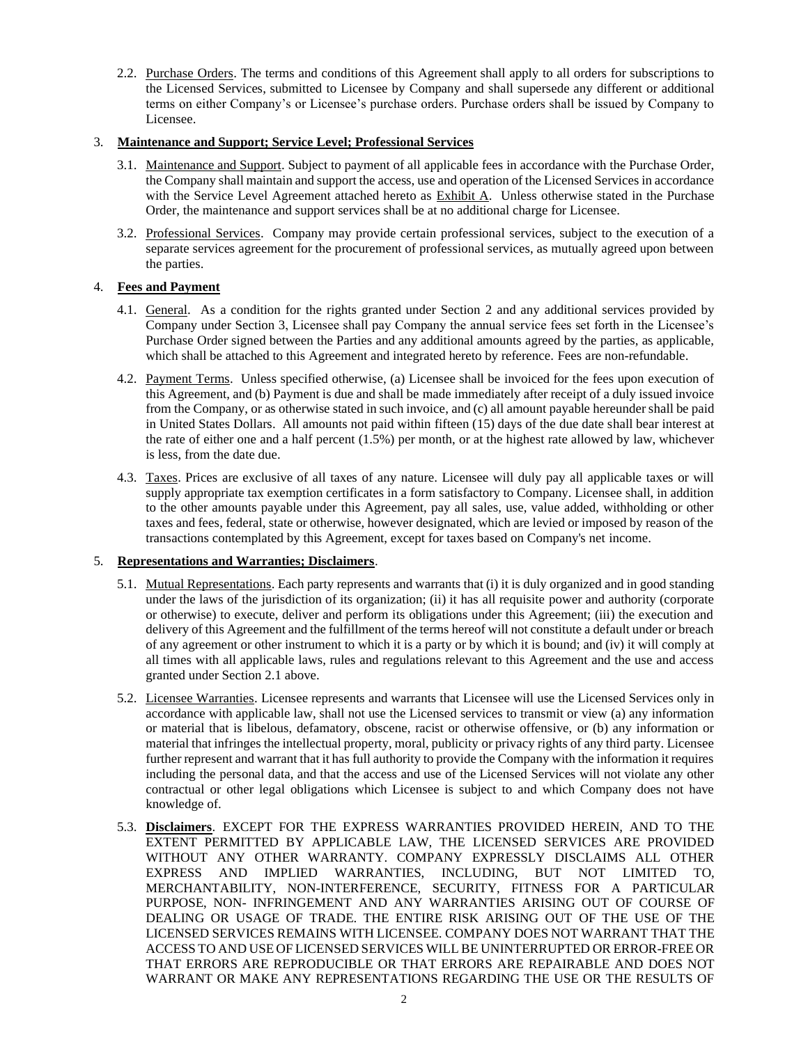2.2. Purchase Orders. The terms and conditions of this Agreement shall apply to all orders for subscriptions to the Licensed Services, submitted to Licensee by Company and shall supersede any different or additional terms on either Company's or Licensee's purchase orders. Purchase orders shall be issued by Company to Licensee.

3. **Maintenance and Support; Service Level; Professional Services**

3.1. Maintenance and Support. Subject to payment of all applicable fees in accordance with the Purchase Order, the Company shall maintain and support the access, use and operation of the Licensed Services in accordance with the Service Level Agreement attached hereto as Exhibit A. Unless otherwise stated in the Purchase Order, the maintenance and support services shall be at no additional charge for Licensee.

3.2. Professional Services. Company may provide certain professional services, subject to the execution of a separate services agreement for the procurement of professional services, as mutually agreed upon between the parties.

4. **Fees and Payment**

4.1. General. As a condition for the rights granted under Section 2 and any additional services provided by Company under Section 3, Licensee shall pay Company the annual service fees set forth in the Licensee's Purchase Order signed between the Parties and any additional amounts agreed by the parties, as applicable, which shall be attached to this Agreement and integrated hereto by reference. Fees are non-refundable.

4.2. Payment Terms. Unless specified otherwise, (a) Licensee shall be invoiced for the fees upon execution of this Agreement, and (b) Payment is due and shall be made immediately after receipt of a duly issued invoice from the Company, or as otherwise stated in such invoice, and (c) all amount payable hereunder shall be paid in United States Dollars. All amounts not paid within fifteen (15) days of the due date shall bear interest at the rate of either one and a half percent (1.5%) per month, or at the highest rate allowed by law, whichever is less, from the date due.

4.3. Taxes. Prices are exclusive of all taxes of any nature. Licensee will duly pay all applicable taxes or will supply appropriate tax exemption certificates in a form satisfactory to Company. Licensee shall, in addition to the other amounts payable under this Agreement, pay all sales, use, value added, withholding or other taxes and fees, federal, state or otherwise, however designated, which are levied or imposed by reason of the transactions contemplated by this Agreement, except for taxes based on Company's net income.

5. **Representations and Warranties; Disclaimers**.

5.1. Mutual Representations. Each party represents and warrants that (i) it is duly organized and in good standing under the laws of the jurisdiction of its organization; (ii) it has all requisite power and authority (corporate or otherwise) to execute, deliver and perform its obligations under this Agreement; (iii) the execution and delivery of this Agreement and the fulfillment of the terms hereof will not constitute a default under or breach of any agreement or other instrument to which it is a party or by which it is bound; and (iv) it will comply at all times with all applicable laws, rules and regulations relevant to this Agreement and the use and access granted under Section 2.1 above.

5.2. Licensee Warranties. Licensee represents and warrants that Licensee will use the Licensed Services only in accordance with applicable law, shall not use the Licensed services to transmit or view (a) any information or material that is libelous, defamatory, obscene, racist or otherwise offensive, or (b) any information or material that infringes the intellectual property, moral, publicity or privacy rights of any third party. Licensee further represent and warrant that it has full authority to provide the Company with the information it requires including the personal data, and that the access and use of the Licensed Services will not violate any other contractual or other legal obligations which Licensee is subject to and which Company does not have knowledge of.

5.3. **Disclaimers**. EXCEPT FOR THE EXPRESS WARRANTIES PROVIDED HEREIN, AND TO THE EXTENT PERMITTED BY APPLICABLE LAW, THE LICENSED SERVICES ARE PROVIDED WITHOUT ANY OTHER WARRANTY. COMPANY EXPRESSLY DISCLAIMS ALL OTHER EXPRESS AND IMPLIED WARRANTIES, INCLUDING, BUT NOT LIMITED TO, MERCHANTABILITY, NON-INTERFERENCE, SECURITY, FITNESS FOR A PARTICULAR PURPOSE, NON- INFRINGEMENT AND ANY WARRANTIES ARISING OUT OF COURSE OF DEALING OR USAGE OF TRADE. THE ENTIRE RISK ARISING OUT OF THE USE OF THE LICENSED SERVICES REMAINS WITH LICENSEE. COMPANY DOES NOT WARRANT THAT THE ACCESS TO AND USE OF LICENSED SERVICES WILL BE UNINTERRUPTED OR ERROR-FREE OR THAT ERRORS ARE REPRODUCIBLE OR THAT ERRORS ARE REPAIRABLE AND DOES NOT WARRANT OR MAKE ANY REPRESENTATIONS REGARDING THE USE OR THE RESULTS OF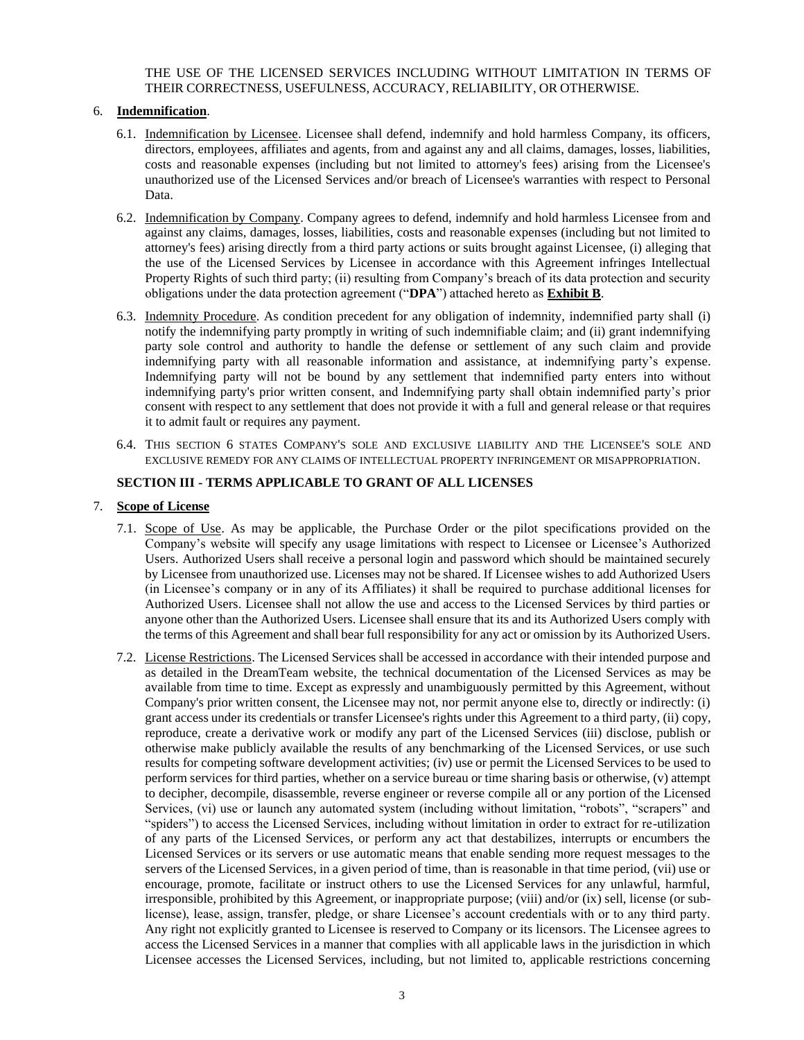THE USE OF THE LICENSED SERVICES INCLUDING WITHOUT LIMITATION IN TERMS OF THEIR CORRECTNESS, USEFULNESS, ACCURACY, RELIABILITY, OR OTHERWISE.

6. **Indemnification**.

6.1. Indemnification by Licensee. Licensee shall defend, indemnify and hold harmless Company, its officers, directors, employees, affiliates and agents, from and against any and all claims, damages, losses, liabilities, costs and reasonable expenses (including but not limited to attorney's fees) arising from the Licensee's unauthorized use of the Licensed Services and/or breach of Licensee's warranties with respect to Personal Data.

6.2. Indemnification by Company. Company agrees to defend, indemnify and hold harmless Licensee from and against any claims, damages, losses, liabilities, costs and reasonable expenses (including but not limited to attorney's fees) arising directly from a third party actions or suits brought against Licensee, (i) alleging that the use of the Licensed Services by Licensee in accordance with this Agreement infringes Intellectual Property Rights of such third party; (ii) resulting from Company's breach of its data protection and security obligations under the data protection agreement ("**DPA**") attached hereto as **Exhibit B**.

6.3. Indemnity Procedure. As condition precedent for any obligation of indemnity, indemnified party shall (i) notify the indemnifying party promptly in writing of such indemnifiable claim; and (ii) grant indemnifying party sole control and authority to handle the defense or settlement of any such claim and provide indemnifying party with all reasonable information and assistance, at indemnifying party's expense. Indemnifying party will not be bound by any settlement that indemnified party enters into without indemnifying party's prior written consent, and Indemnifying party shall obtain indemnified party's prior consent with respect to any settlement that does not provide it with a full and general release or that requires it to admit fault or requires any payment.

6.4. THIS SECTION 6 STATES COMPANY'S SOLE AND EXCLUSIVE LIABILITY AND THE LICENSEE'S SOLE AND EXCLUSIVE REMEDY FOR ANY CLAIMS OF INTELLECTUAL PROPERTY INFRINGEMENT OR MISAPPROPRIATION.

## SECTION III - TERMS APPLICABLE TO GRANT OF ALL LICENSES

7. **Scope of License**

7.1. Scope of Use. As may be applicable, the Purchase Order or the pilot specifications provided on the Company's website will specify any usage limitations with respect to Licensee or Licensee's Authorized Users. Authorized Users shall receive a personal login and password which should be maintained securely by Licensee from unauthorized use. Licenses may not be shared. If Licensee wishes to add Authorized Users (in Licensee's company or in any of its Affiliates) it shall be required to purchase additional licenses for Authorized Users. Licensee shall not allow the use and access to the Licensed Services by third parties or anyone other than the Authorized Users. Licensee shall ensure that its and its Authorized Users comply with the terms of this Agreement and shall bear full responsibility for any act or omission by its Authorized Users.

7.2. License Restrictions. The Licensed Services shall be accessed in accordance with their intended purpose and as detailed in the DreamTeam website, the technical documentation of the Licensed Services as may be available from time to time. Except as expressly and unambiguously permitted by this Agreement, without Company's prior written consent, the Licensee may not, nor permit anyone else to, directly or indirectly: (i) grant access under its credentials or transfer Licensee's rights under this Agreement to a third party, (ii) copy, reproduce, create a derivative work or modify any part of the Licensed Services (iii) disclose, publish or otherwise make publicly available the results of any benchmarking of the Licensed Services, or use such results for competing software development activities; (iv) use or permit the Licensed Services to be used to perform services for third parties, whether on a service bureau or time sharing basis or otherwise, (v) attempt to decipher, decompile, disassemble, reverse engineer or reverse compile all or any portion of the Licensed Services, (vi) use or launch any automated system (including without limitation, "robots", "scrapers" and "spiders") to access the Licensed Services, including without limitation in order to extract for re-utilization of any parts of the Licensed Services, or perform any act that destabilizes, interrupts or encumbers the Licensed Services or its servers or use automatic means that enable sending more request messages to the servers of the Licensed Services, in a given period of time, than is reasonable in that time period, (vii) use or encourage, promote, facilitate or instruct others to use the Licensed Services for any unlawful, harmful, irresponsible, prohibited by this Agreement, or inappropriate purpose; (viii) and/or (ix) sell, license (or sub-license), lease, assign, transfer, pledge, or share Licensee's account credentials with or to any third party. Any right not explicitly granted to Licensee is reserved to Company or its licensors. The Licensee agrees to access the Licensed Services in a manner that complies with all applicable laws in the jurisdiction in which Licensee accesses the Licensed Services, including, but not limited to, applicable restrictions concerning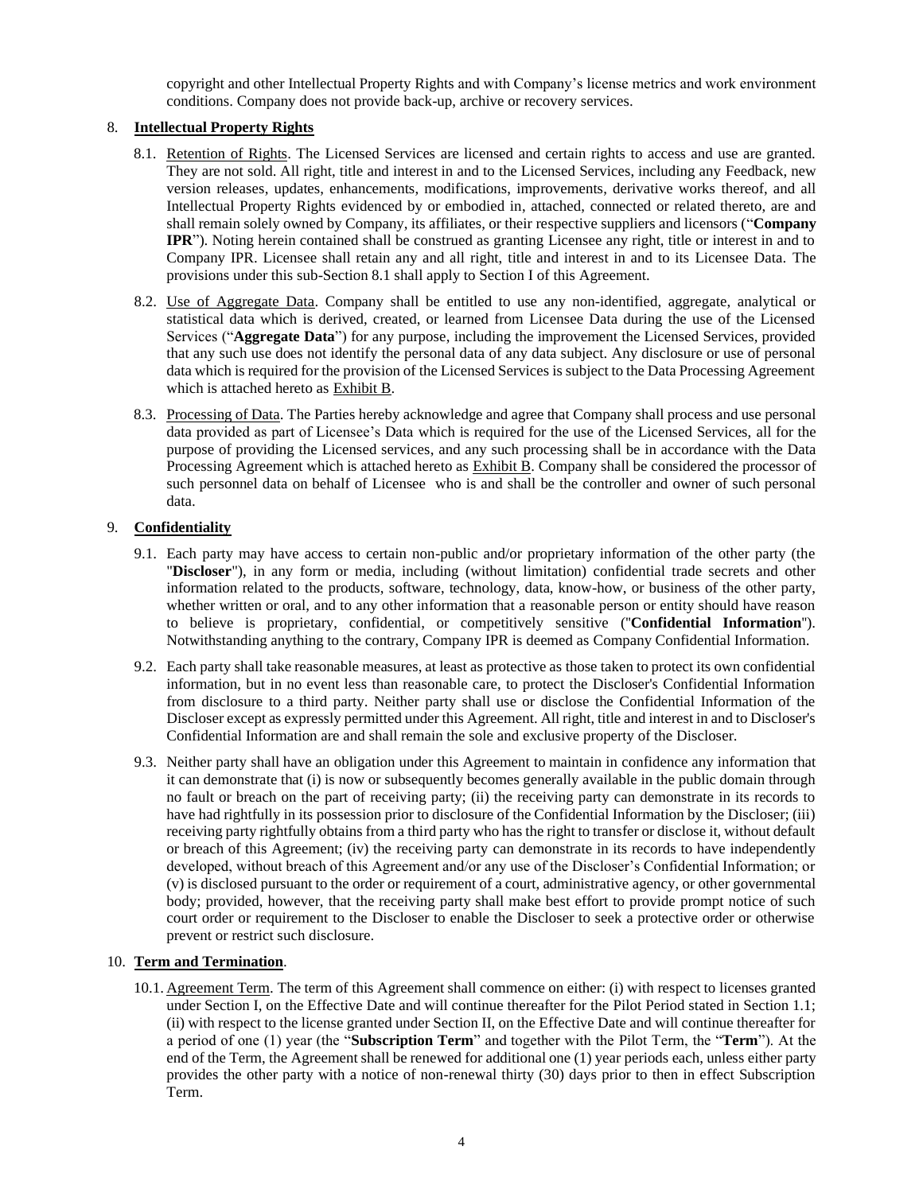copyright and other Intellectual Property Rights and with Company's license metrics and work environment conditions. Company does not provide back-up, archive or recovery services.

8. **Intellectual Property Rights**

8.1. Retention of Rights. The Licensed Services are licensed and certain rights to access and use are granted. They are not sold. All right, title and interest in and to the Licensed Services, including any Feedback, new version releases, updates, enhancements, modifications, improvements, derivative works thereof, and all Intellectual Property Rights evidenced by or embodied in, attached, connected or related thereto, are and shall remain solely owned by Company, its affiliates, or their respective suppliers and licensors ("**Company IPR**"). Noting herein contained shall be construed as granting Licensee any right, title or interest in and to Company IPR. Licensee shall retain any and all right, title and interest in and to its Licensee Data. The provisions under this sub-Section 8.1 shall apply to Section I of this Agreement.

8.2. Use of Aggregate Data. Company shall be entitled to use any non-identified, aggregate, analytical or statistical data which is derived, created, or learned from Licensee Data during the use of the Licensed Services ("**Aggregate Data**") for any purpose, including the improvement the Licensed Services, provided that any such use does not identify the personal data of any data subject. Any disclosure or use of personal data which is required for the provision of the Licensed Services is subject to the Data Processing Agreement which is attached hereto as Exhibit B.

8.3. Processing of Data. The Parties hereby acknowledge and agree that Company shall process and use personal data provided as part of Licensee's Data which is required for the use of the Licensed Services, all for the purpose of providing the Licensed services, and any such processing shall be in accordance with the Data Processing Agreement which is attached hereto as Exhibit B. Company shall be considered the processor of such personnel data on behalf of Licensee who is and shall be the controller and owner of such personal data.

9. **Confidentiality**

9.1. Each party may have access to certain non-public and/or proprietary information of the other party (the "**Discloser**"), in any form or media, including (without limitation) confidential trade secrets and other information related to the products, software, technology, data, know-how, or business of the other party, whether written or oral, and to any other information that a reasonable person or entity should have reason to believe is proprietary, confidential, or competitively sensitive ("**Confidential Information**"). Notwithstanding anything to the contrary, Company IPR is deemed as Company Confidential Information.

9.2. Each party shall take reasonable measures, at least as protective as those taken to protect its own confidential information, but in no event less than reasonable care, to protect the Discloser's Confidential Information from disclosure to a third party. Neither party shall use or disclose the Confidential Information of the Discloser except as expressly permitted under this Agreement. All right, title and interest in and to Discloser's Confidential Information are and shall remain the sole and exclusive property of the Discloser.

9.3. Neither party shall have an obligation under this Agreement to maintain in confidence any information that it can demonstrate that (i) is now or subsequently becomes generally available in the public domain through no fault or breach on the part of receiving party; (ii) the receiving party can demonstrate in its records to have had rightfully in its possession prior to disclosure of the Confidential Information by the Discloser; (iii) receiving party rightfully obtains from a third party who has the right to transfer or disclose it, without default or breach of this Agreement; (iv) the receiving party can demonstrate in its records to have independently developed, without breach of this Agreement and/or any use of the Discloser's Confidential Information; or (v) is disclosed pursuant to the order or requirement of a court, administrative agency, or other governmental body; provided, however, that the receiving party shall make best effort to provide prompt notice of such court order or requirement to the Discloser to enable the Discloser to seek a protective order or otherwise prevent or restrict such disclosure.

10. **Term and Termination**.

10.1. Agreement Term. The term of this Agreement shall commence on either: (i) with respect to licenses granted under Section I, on the Effective Date and will continue thereafter for the Pilot Period stated in Section 1.1; (ii) with respect to the license granted under Section II, on the Effective Date and will continue thereafter for a period of one (1) year (the "**Subscription Term**" and together with the Pilot Term, the "**Term**"). At the end of the Term, the Agreement shall be renewed for additional one (1) year periods each, unless either party provides the other party with a notice of non-renewal thirty (30) days prior to then in effect Subscription Term.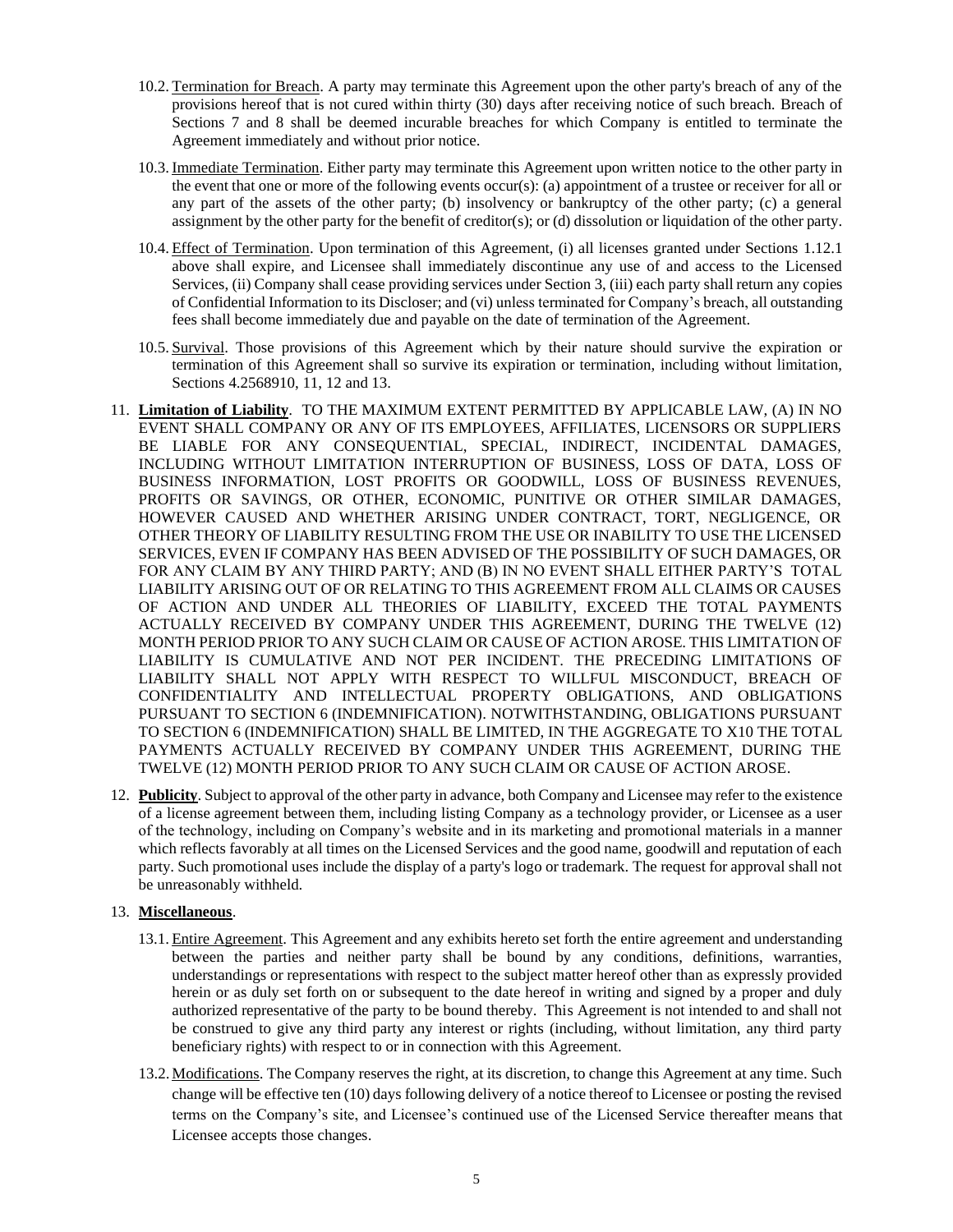10.2. Termination for Breach. A party may terminate this Agreement upon the other party's breach of any of the provisions hereof that is not cured within thirty (30) days after receiving notice of such breach. Breach of Sections 7 and 8 shall be deemed incurable breaches for which Company is entitled to terminate the Agreement immediately and without prior notice.

10.3. Immediate Termination. Either party may terminate this Agreement upon written notice to the other party in the event that one or more of the following events occur(s): (a) appointment of a trustee or receiver for all or any part of the assets of the other party; (b) insolvency or bankruptcy of the other party; (c) a general assignment by the other party for the benefit of creditor(s); or (d) dissolution or liquidation of the other party.

10.4. Effect of Termination. Upon termination of this Agreement, (i) all licenses granted under Sections 1.12.1 above shall expire, and Licensee shall immediately discontinue any use of and access to the Licensed Services, (ii) Company shall cease providing services under Section 3, (iii) each party shall return any copies of Confidential Information to its Discloser; and (vi) unless terminated for Company's breach, all outstanding fees shall become immediately due and payable on the date of termination of the Agreement.

10.5. Survival. Those provisions of this Agreement which by their nature should survive the expiration or termination of this Agreement shall so survive its expiration or termination, including without limitation, Sections 4.2568910, 11, 12 and 13.

11. **Limitation of Liability**. TO THE MAXIMUM EXTENT PERMITTED BY APPLICABLE LAW, (A) IN NO EVENT SHALL COMPANY OR ANY OF ITS EMPLOYEES, AFFILIATES, LICENSORS OR SUPPLIERS BE LIABLE FOR ANY CONSEQUENTIAL, SPECIAL, INDIRECT, INCIDENTAL DAMAGES, INCLUDING WITHOUT LIMITATION INTERRUPTION OF BUSINESS, LOSS OF DATA, LOSS OF BUSINESS INFORMATION, LOST PROFITS OR GOODWILL, LOSS OF BUSINESS REVENUES, PROFITS OR SAVINGS, OR OTHER, ECONOMIC, PUNITIVE OR OTHER SIMILAR DAMAGES, HOWEVER CAUSED AND WHETHER ARISING UNDER CONTRACT, TORT, NEGLIGENCE, OR OTHER THEORY OF LIABILITY RESULTING FROM THE USE OR INABILITY TO USE THE LICENSED SERVICES, EVEN IF COMPANY HAS BEEN ADVISED OF THE POSSIBILITY OF SUCH DAMAGES, OR FOR ANY CLAIM BY ANY THIRD PARTY; AND (B) IN NO EVENT SHALL EITHER PARTY'S TOTAL LIABILITY ARISING OUT OF OR RELATING TO THIS AGREEMENT FROM ALL CLAIMS OR CAUSES OF ACTION AND UNDER ALL THEORIES OF LIABILITY, EXCEED THE TOTAL PAYMENTS ACTUALLY RECEIVED BY COMPANY UNDER THIS AGREEMENT, DURING THE TWELVE (12) MONTH PERIOD PRIOR TO ANY SUCH CLAIM OR CAUSE OF ACTION AROSE. THIS LIMITATION OF LIABILITY IS CUMULATIVE AND NOT PER INCIDENT. THE PRECEDING LIMITATIONS OF LIABILITY SHALL NOT APPLY WITH RESPECT TO WILLFUL MISCONDUCT, BREACH OF CONFIDENTIALITY AND INTELLECTUAL PROPERTY OBLIGATIONS, AND OBLIGATIONS PURSUANT TO SECTION 6 (INDEMNIFICATION). NOTWITHSTANDING, OBLIGATIONS PURSUANT TO SECTION 6 (INDEMNIFICATION) SHALL BE LIMITED, IN THE AGGREGATE TO X10 THE TOTAL PAYMENTS ACTUALLY RECEIVED BY COMPANY UNDER THIS AGREEMENT, DURING THE TWELVE (12) MONTH PERIOD PRIOR TO ANY SUCH CLAIM OR CAUSE OF ACTION AROSE.

12. **Publicity**. Subject to approval of the other party in advance, both Company and Licensee may refer to the existence of a license agreement between them, including listing Company as a technology provider, or Licensee as a user of the technology, including on Company's website and in its marketing and promotional materials in a manner which reflects favorably at all times on the Licensed Services and the good name, goodwill and reputation of each party. Such promotional uses include the display of a party's logo or trademark. The request for approval shall not be unreasonably withheld.

13. **Miscellaneous**.

13.1. Entire Agreement. This Agreement and any exhibits hereto set forth the entire agreement and understanding between the parties and neither party shall be bound by any conditions, definitions, warranties, understandings or representations with respect to the subject matter hereof other than as expressly provided herein or as duly set forth on or subsequent to the date hereof in writing and signed by a proper and duly authorized representative of the party to be bound thereby. This Agreement is not intended to and shall not be construed to give any third party any interest or rights (including, without limitation, any third party beneficiary rights) with respect to or in connection with this Agreement.

13.2. Modifications. The Company reserves the right, at its discretion, to change this Agreement at any time. Such change will be effective ten (10) days following delivery of a notice thereof to Licensee or posting the revised terms on the Company's site, and Licensee's continued use of the Licensed Service thereafter means that Licensee accepts those changes.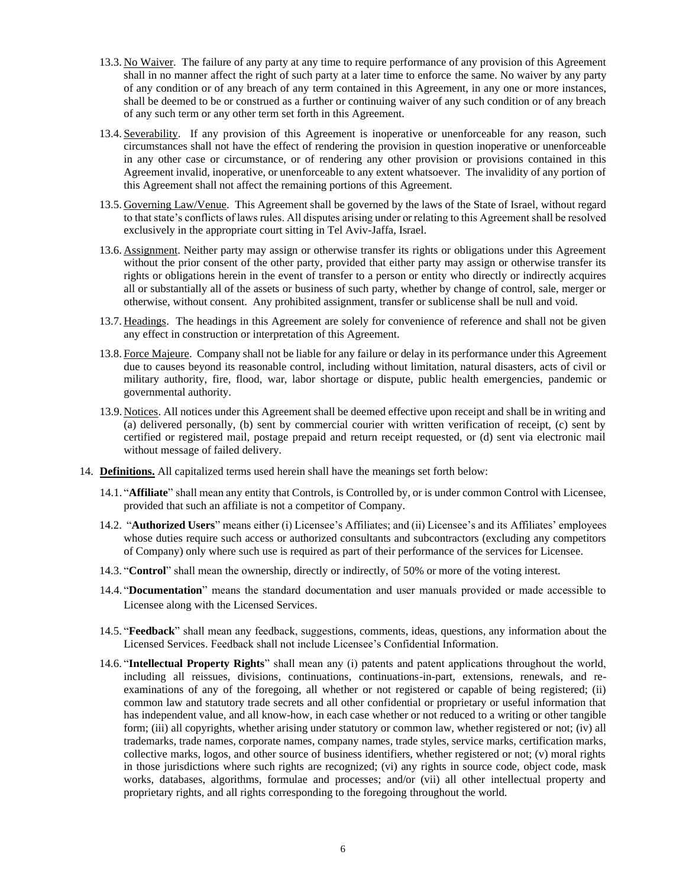13.3. <u>No Waiver</u>. The failure of any party at any time to require performance of any provision of this Agreement shall in no manner affect the right of such party at a later time to enforce the same. No waiver by any party of any condition or of any breach of any term contained in this Agreement, in any one or more instances, shall be deemed to be or construed as a further or continuing waiver of any such condition or of any breach of any such term or any other term set forth in this Agreement.

13.4. <u>Severability</u>. If any provision of this Agreement is inoperative or unenforceable for any reason, such circumstances shall not have the effect of rendering the provision in question inoperative or unenforceable in any other case or circumstance, or of rendering any other provision or provisions contained in this Agreement invalid, inoperative, or unenforceable to any extent whatsoever. The invalidity of any portion of this Agreement shall not affect the remaining portions of this Agreement.

13.5. <u>Governing Law/Venue</u>. This Agreement shall be governed by the laws of the State of Israel, without regard to that state's conflicts of laws rules. All disputes arising under or relating to this Agreement shall be resolved exclusively in the appropriate court sitting in Tel Aviv-Jaffa, Israel.

13.6. <u>Assignment</u>. Neither party may assign or otherwise transfer its rights or obligations under this Agreement without the prior consent of the other party, provided that either party may assign or otherwise transfer its rights or obligations herein in the event of transfer to a person or entity who directly or indirectly acquires all or substantially all of the assets or business of such party, whether by change of control, sale, merger or otherwise, without consent. Any prohibited assignment, transfer or sublicense shall be null and void.

13.7. <u>Headings</u>. The headings in this Agreement are solely for convenience of reference and shall not be given any effect in construction or interpretation of this Agreement.

13.8. <u>Force Majeure</u>. Company shall not be liable for any failure or delay in its performance under this Agreement due to causes beyond its reasonable control, including without limitation, natural disasters, acts of civil or military authority, fire, flood, war, labor shortage or dispute, public health emergencies, pandemic or governmental authority.

13.9. <u>Notices</u>. All notices under this Agreement shall be deemed effective upon receipt and shall be in writing and (a) delivered personally, (b) sent by commercial courier with written verification of receipt, (c) sent by certified or registered mail, postage prepaid and return receipt requested, or (d) sent via electronic mail without message of failed delivery.

14. **<u>Definitions.</u>** All capitalized terms used herein shall have the meanings set forth below:

14.1. "**Affiliate**" shall mean any entity that Controls, is Controlled by, or is under common Control with Licensee, provided that such an affiliate is not a competitor of Company.

14.2. "**Authorized Users**" means either (i) Licensee's Affiliates; and (ii) Licensee's and its Affiliates' employees whose duties require such access or authorized consultants and subcontractors (excluding any competitors of Company) only where such use is required as part of their performance of the services for Licensee.

14.3. "**Control**" shall mean the ownership, directly or indirectly, of 50% or more of the voting interest.

14.4. "**Documentation**" means the standard documentation and user manuals provided or made accessible to Licensee along with the Licensed Services.

14.5. "**Feedback**" shall mean any feedback, suggestions, comments, ideas, questions, any information about the Licensed Services. Feedback shall not include Licensee's Confidential Information.

14.6. "**Intellectual Property Rights**" shall mean any (i) patents and patent applications throughout the world, including all reissues, divisions, continuations, continuations-in-part, extensions, renewals, and re-examinations of any of the foregoing, all whether or not registered or capable of being registered; (ii) common law and statutory trade secrets and all other confidential or proprietary or useful information that has independent value, and all know-how, in each case whether or not reduced to a writing or other tangible form; (iii) all copyrights, whether arising under statutory or common law, whether registered or not; (iv) all trademarks, trade names, corporate names, company names, trade styles, service marks, certification marks, collective marks, logos, and other source of business identifiers, whether registered or not; (v) moral rights in those jurisdictions where such rights are recognized; (vi) any rights in source code, object code, mask works, databases, algorithms, formulae and processes; and/or (vii) all other intellectual property and proprietary rights, and all rights corresponding to the foregoing throughout the world.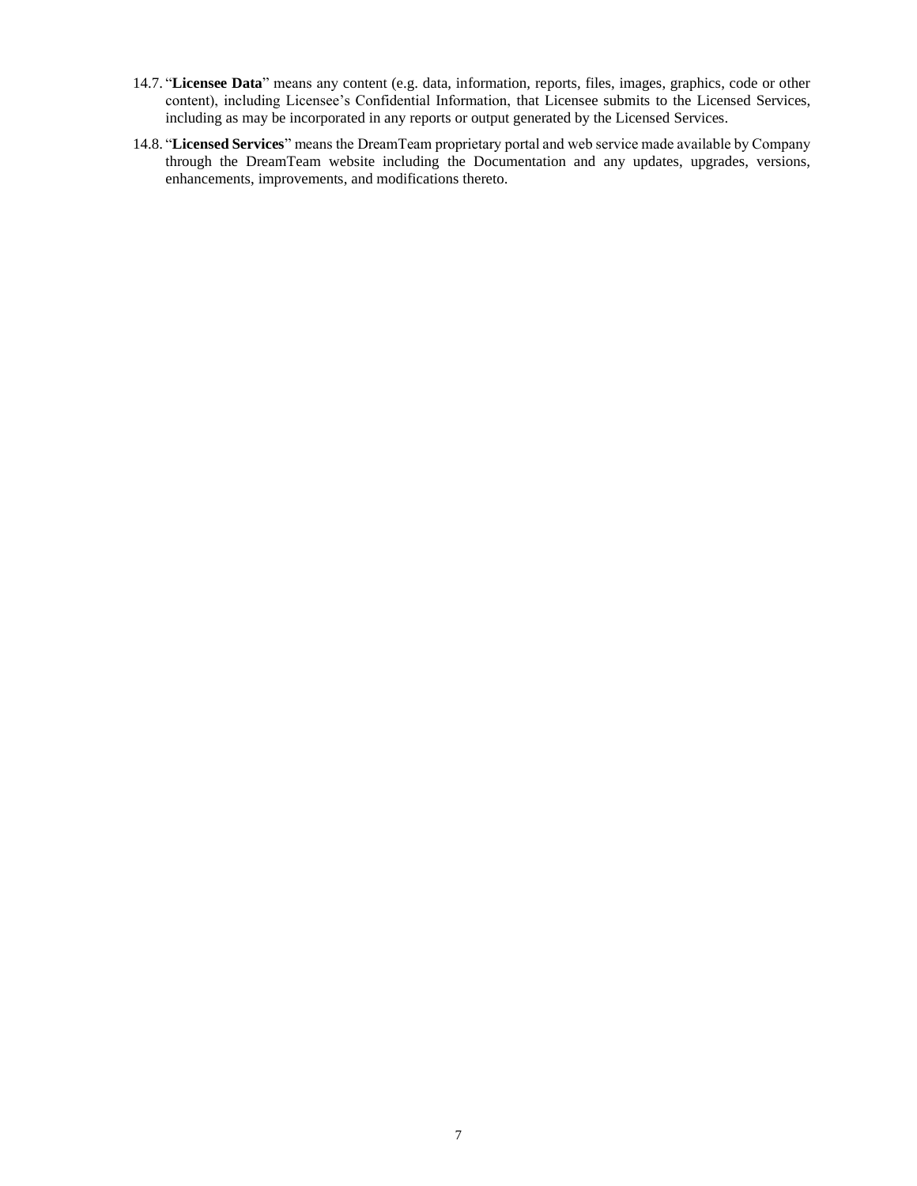14.7. "**Licensee Data**" means any content (e.g. data, information, reports, files, images, graphics, code or other content), including Licensee's Confidential Information, that Licensee submits to the Licensed Services, including as may be incorporated in any reports or output generated by the Licensed Services.

14.8. "**Licensed Services**" means the DreamTeam proprietary portal and web service made available by Company through the DreamTeam website including the Documentation and any updates, upgrades, versions, enhancements, improvements, and modifications thereto.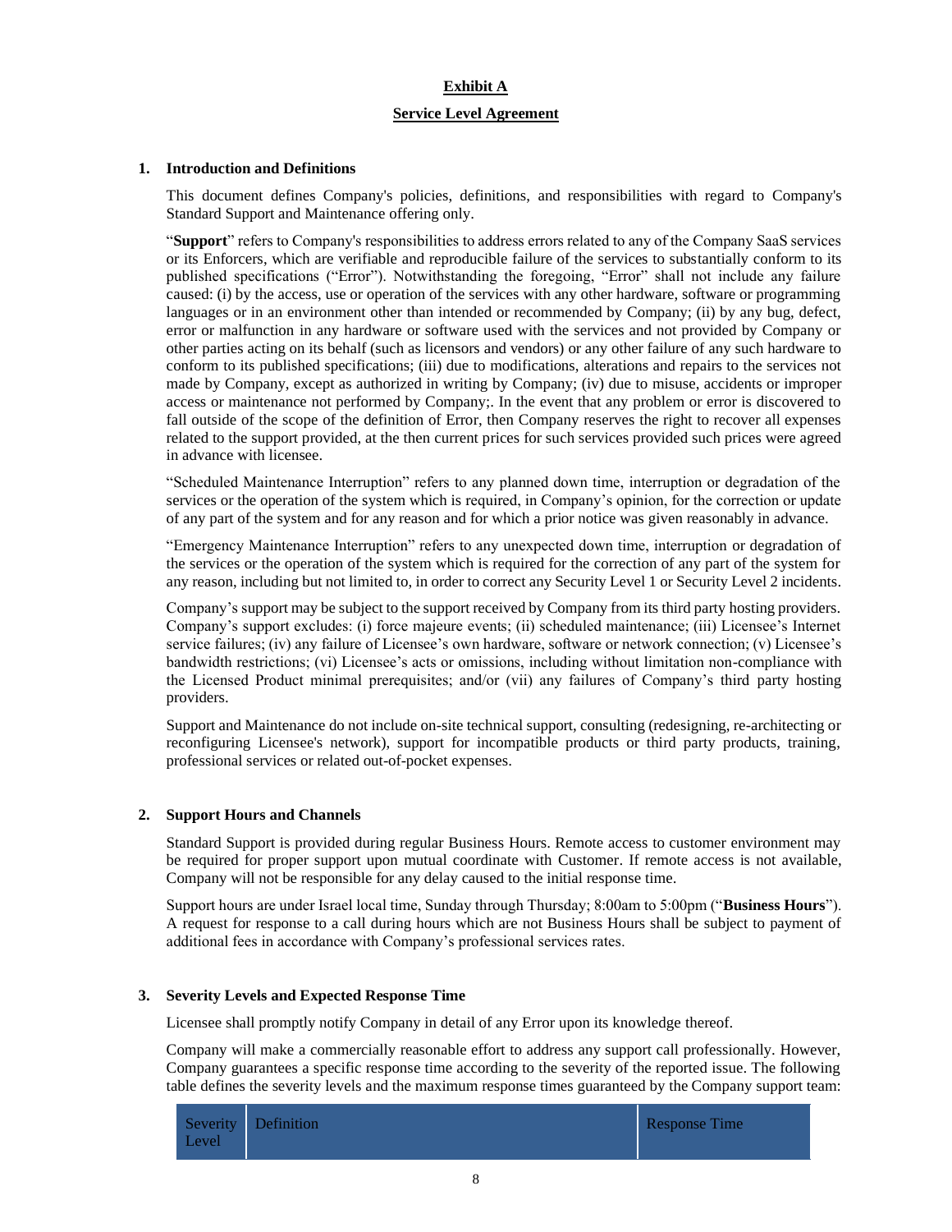# Exhibit A

## Service Level Agreement

### 1. Introduction and Definitions

This document defines Company's policies, definitions, and responsibilities with regard to Company's Standard Support and Maintenance offering only.

"**Support**" refers to Company's responsibilities to address errors related to any of the Company SaaS services or its Enforcers, which are verifiable and reproducible failure of the services to substantially conform to its published specifications ("Error"). Notwithstanding the foregoing, "Error" shall not include any failure caused: (i) by the access, use or operation of the services with any other hardware, software or programming languages or in an environment other than intended or recommended by Company; (ii) by any bug, defect, error or malfunction in any hardware or software used with the services and not provided by Company or other parties acting on its behalf (such as licensors and vendors) or any other failure of any such hardware to conform to its published specifications; (iii) due to modifications, alterations and repairs to the services not made by Company, except as authorized in writing by Company; (iv) due to misuse, accidents or improper access or maintenance not performed by Company;. In the event that any problem or error is discovered to fall outside of the scope of the definition of Error, then Company reserves the right to recover all expenses related to the support provided, at the then current prices for such services provided such prices were agreed in advance with licensee.

"Scheduled Maintenance Interruption" refers to any planned down time, interruption or degradation of the services or the operation of the system which is required, in Company's opinion, for the correction or update of any part of the system and for any reason and for which a prior notice was given reasonably in advance.

"Emergency Maintenance Interruption" refers to any unexpected down time, interruption or degradation of the services or the operation of the system which is required for the correction of any part of the system for any reason, including but not limited to, in order to correct any Security Level 1 or Security Level 2 incidents.

Company's support may be subject to the support received by Company from its third party hosting providers. Company's support excludes: (i) force majeure events; (ii) scheduled maintenance; (iii) Licensee's Internet service failures; (iv) any failure of Licensee's own hardware, software or network connection; (v) Licensee's bandwidth restrictions; (vi) Licensee's acts or omissions, including without limitation non-compliance with the Licensed Product minimal prerequisites; and/or (vii) any failures of Company's third party hosting providers.

Support and Maintenance do not include on-site technical support, consulting (redesigning, re-architecting or reconfiguring Licensee's network), support for incompatible products or third party products, training, professional services or related out-of-pocket expenses.

### 2. Support Hours and Channels

Standard Support is provided during regular Business Hours. Remote access to customer environment may be required for proper support upon mutual coordinate with Customer. If remote access is not available, Company will not be responsible for any delay caused to the initial response time.

Support hours are under Israel local time, Sunday through Thursday; 8:00am to 5:00pm ("**Business Hours**"). A request for response to a call during hours which are not Business Hours shall be subject to payment of additional fees in accordance with Company's professional services rates.

### 3. Severity Levels and Expected Response Time

Licensee shall promptly notify Company in detail of any Error upon its knowledge thereof.

Company will make a commercially reasonable effort to address any support call professionally. However, Company guarantees a specific response time according to the severity of the reported issue. The following table defines the severity levels and the maximum response times guaranteed by the Company support team:

| Severity Level | Definition | Response Time |
|---|---|---|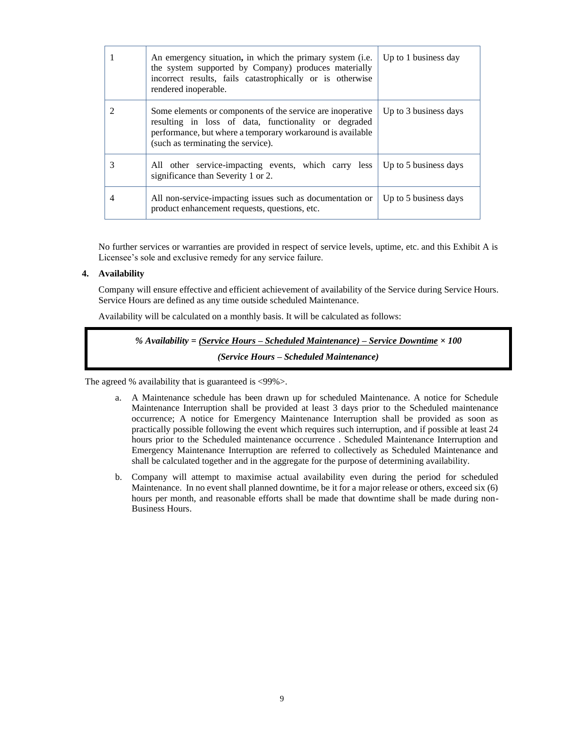| | | |
|---|---|---|
| 1 | An emergency situation**,** in which the primary system (i.e. the system supported by Company) produces materially incorrect results, fails catastrophically or is otherwise rendered inoperable. | Up to 1 business day |
| 2 | Some elements or components of the service are inoperative resulting in loss of data, functionality or degraded performance, but where a temporary workaround is available (such as terminating the service). | Up to 3 business days |
| 3 | All other service-impacting events, which carry less significance than Severity 1 or 2. | Up to 5 business days |
| 4 | All non-service-impacting issues such as documentation or product enhancement requests, questions, etc. | Up to 5 business days |

No further services or warranties are provided in respect of service levels, uptime, etc. and this Exhibit A is Licensee's sole and exclusive remedy for any service failure.

**4. Availability**

Company will ensure effective and efficient achievement of availability of the Service during Service Hours. Service Hours are defined as any time outside scheduled Maintenance.

Availability will be calculated on a monthly basis. It will be calculated as follows:

$$\% \text{ Availability} = \frac{(\text{Service Hours} - \text{Scheduled Maintenance}) - \text{Service Downtime}}{(\text{Service Hours} - \text{Scheduled Maintenance})} \times 100$$

The agreed % availability that is guaranteed is <99%>.

a. A Maintenance schedule has been drawn up for scheduled Maintenance. A notice for Schedule Maintenance Interruption shall be provided at least 3 days prior to the Scheduled maintenance occurrence; A notice for Emergency Maintenance Interruption shall be provided as soon as practically possible following the event which requires such interruption, and if possible at least 24 hours prior to the Scheduled maintenance occurrence . Scheduled Maintenance Interruption and Emergency Maintenance Interruption are referred to collectively as Scheduled Maintenance and shall be calculated together and in the aggregate for the purpose of determining availability.

b. Company will attempt to maximise actual availability even during the period for scheduled Maintenance. In no event shall planned downtime, be it for a major release or others, exceed six (6) hours per month, and reasonable efforts shall be made that downtime shall be made during non-Business Hours.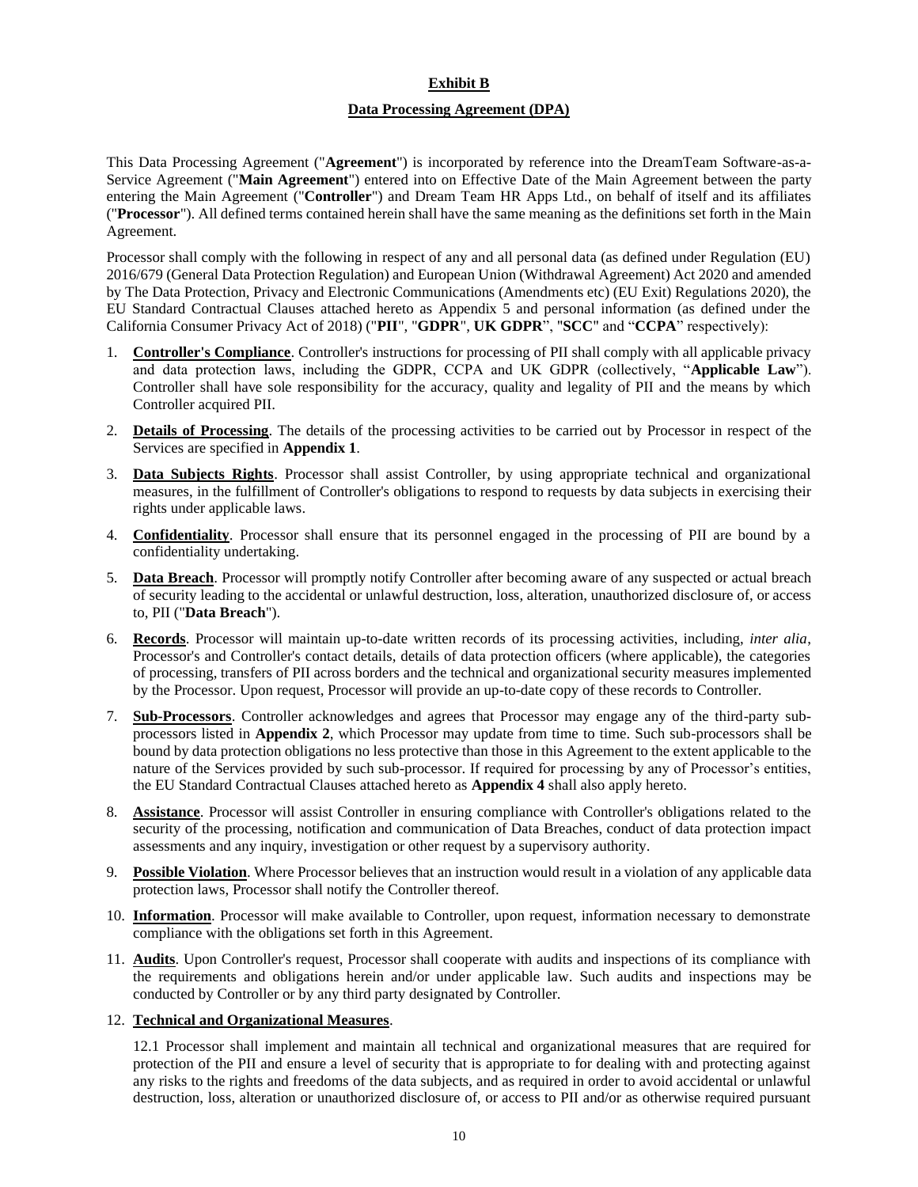**Exhibit B**

**Data Processing Agreement (DPA)**

This Data Processing Agreement ("**Agreement**") is incorporated by reference into the DreamTeam Software-as-a-Service Agreement ("**Main Agreement**") entered into on Effective Date of the Main Agreement between the party entering the Main Agreement ("**Controller**") and Dream Team HR Apps Ltd., on behalf of itself and its affiliates ("**Processor**"). All defined terms contained herein shall have the same meaning as the definitions set forth in the Main Agreement.

Processor shall comply with the following in respect of any and all personal data (as defined under Regulation (EU) 2016/679 (General Data Protection Regulation) and European Union (Withdrawal Agreement) Act 2020 and amended by The Data Protection, Privacy and Electronic Communications (Amendments etc) (EU Exit) Regulations 2020), the EU Standard Contractual Clauses attached hereto as Appendix 5 and personal information (as defined under the California Consumer Privacy Act of 2018) ("**PII**", "**GDPR**", "**UK GDPR**", "**SCC**" and "**CCPA**" respectively):

1. **Controller's Compliance**. Controller's instructions for processing of PII shall comply with all applicable privacy and data protection laws, including the GDPR, CCPA and UK GDPR (collectively, "**Applicable Law**"). Controller shall have sole responsibility for the accuracy, quality and legality of PII and the means by which Controller acquired PII.
2. **Details of Processing**. The details of the processing activities to be carried out by Processor in respect of the Services are specified in **Appendix 1**.
3. **Data Subjects Rights**. Processor shall assist Controller, by using appropriate technical and organizational measures, in the fulfillment of Controller's obligations to respond to requests by data subjects in exercising their rights under applicable laws.
4. **Confidentiality**. Processor shall ensure that its personnel engaged in the processing of PII are bound by a confidentiality undertaking.
5. **Data Breach**. Processor will promptly notify Controller after becoming aware of any suspected or actual breach of security leading to the accidental or unlawful destruction, loss, alteration, unauthorized disclosure of, or access to, PII ("**Data Breach**").
6. **Records**. Processor will maintain up-to-date written records of its processing activities, including, *inter alia*, Processor's and Controller's contact details, details of data protection officers (where applicable), the categories of processing, transfers of PII across borders and the technical and organizational security measures implemented by the Processor. Upon request, Processor will provide an up-to-date copy of these records to Controller.
7. **Sub-Processors**. Controller acknowledges and agrees that Processor may engage any of the third-party sub-processors listed in **Appendix 2**, which Processor may update from time to time. Such sub-processors shall be bound by data protection obligations no less protective than those in this Agreement to the extent applicable to the nature of the Services provided by such sub-processor. If required for processing by any of Processor's entities, the EU Standard Contractual Clauses attached hereto as **Appendix 4** shall also apply hereto.
8. **Assistance**. Processor will assist Controller in ensuring compliance with Controller's obligations related to the security of the processing, notification and communication of Data Breaches, conduct of data protection impact assessments and any inquiry, investigation or other request by a supervisory authority.
9. **Possible Violation**. Where Processor believes that an instruction would result in a violation of any applicable data protection laws, Processor shall notify the Controller thereof.
10. **Information**. Processor will make available to Controller, upon request, information necessary to demonstrate compliance with the obligations set forth in this Agreement.
11. **Audits**. Upon Controller's request, Processor shall cooperate with audits and inspections of its compliance with the requirements and obligations herein and/or under applicable law. Such audits and inspections may be conducted by Controller or by any third party designated by Controller.
12. **Technical and Organizational Measures**.

    12.1 Processor shall implement and maintain all technical and organizational measures that are required for protection of the PII and ensure a level of security that is appropriate to for dealing with and protecting against any risks to the rights and freedoms of the data subjects, and as required in order to avoid accidental or unlawful destruction, loss, alteration or unauthorized disclosure of, or access to PII and/or as otherwise required pursuant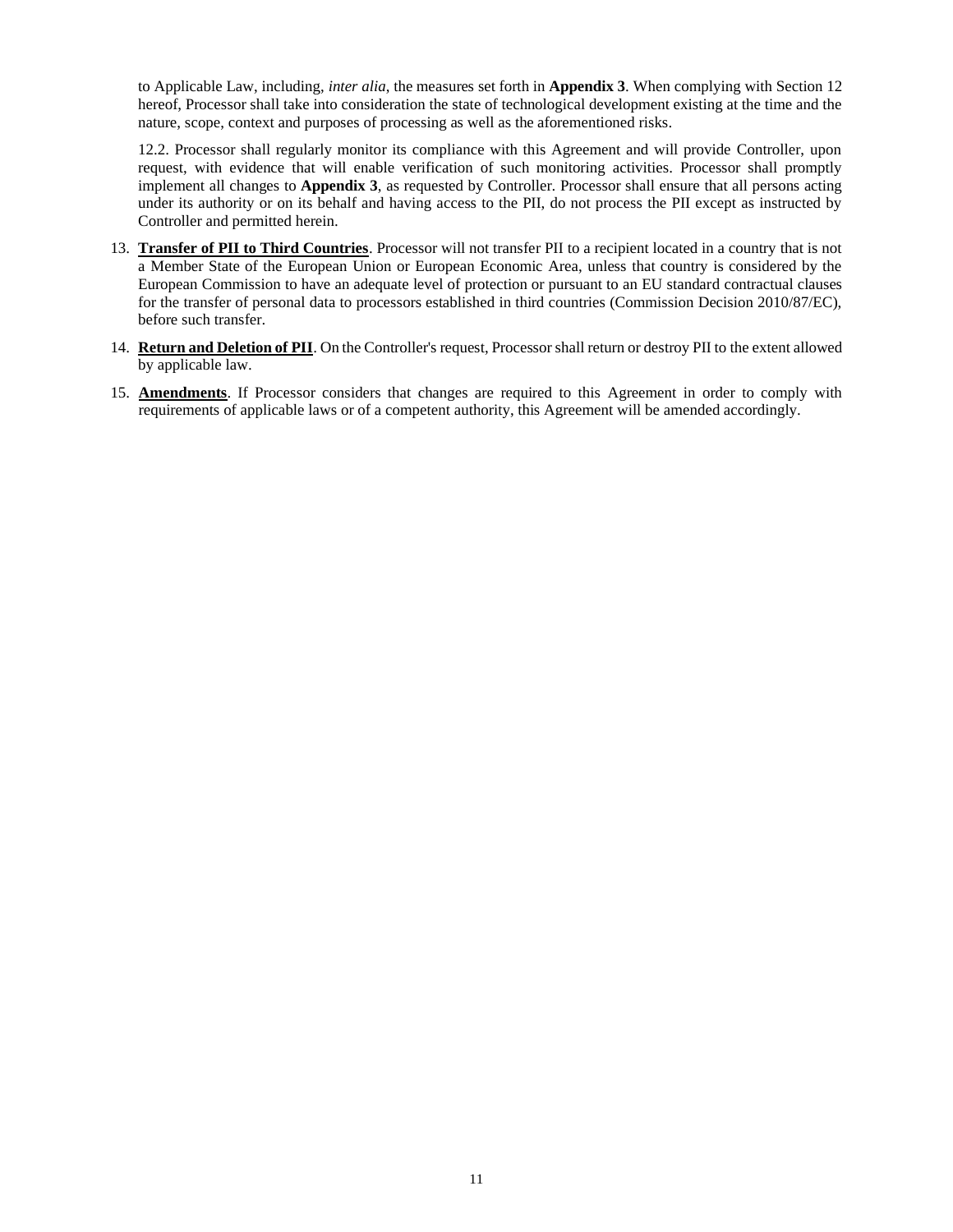to Applicable Law, including, *inter alia*, the measures set forth in **Appendix 3**. When complying with Section 12 hereof, Processor shall take into consideration the state of technological development existing at the time and the nature, scope, context and purposes of processing as well as the aforementioned risks.

12.2. Processor shall regularly monitor its compliance with this Agreement and will provide Controller, upon request, with evidence that will enable verification of such monitoring activities. Processor shall promptly implement all changes to **Appendix 3**, as requested by Controller. Processor shall ensure that all persons acting under its authority or on its behalf and having access to the PII, do not process the PII except as instructed by Controller and permitted herein.

13. **Transfer of PII to Third Countries**. Processor will not transfer PII to a recipient located in a country that is not a Member State of the European Union or European Economic Area, unless that country is considered by the European Commission to have an adequate level of protection or pursuant to an EU standard contractual clauses for the transfer of personal data to processors established in third countries (Commission Decision 2010/87/EC), before such transfer.

14. **Return and Deletion of PII**. On the Controller's request, Processor shall return or destroy PII to the extent allowed by applicable law.

15. **Amendments**. If Processor considers that changes are required to this Agreement in order to comply with requirements of applicable laws or of a competent authority, this Agreement will be amended accordingly.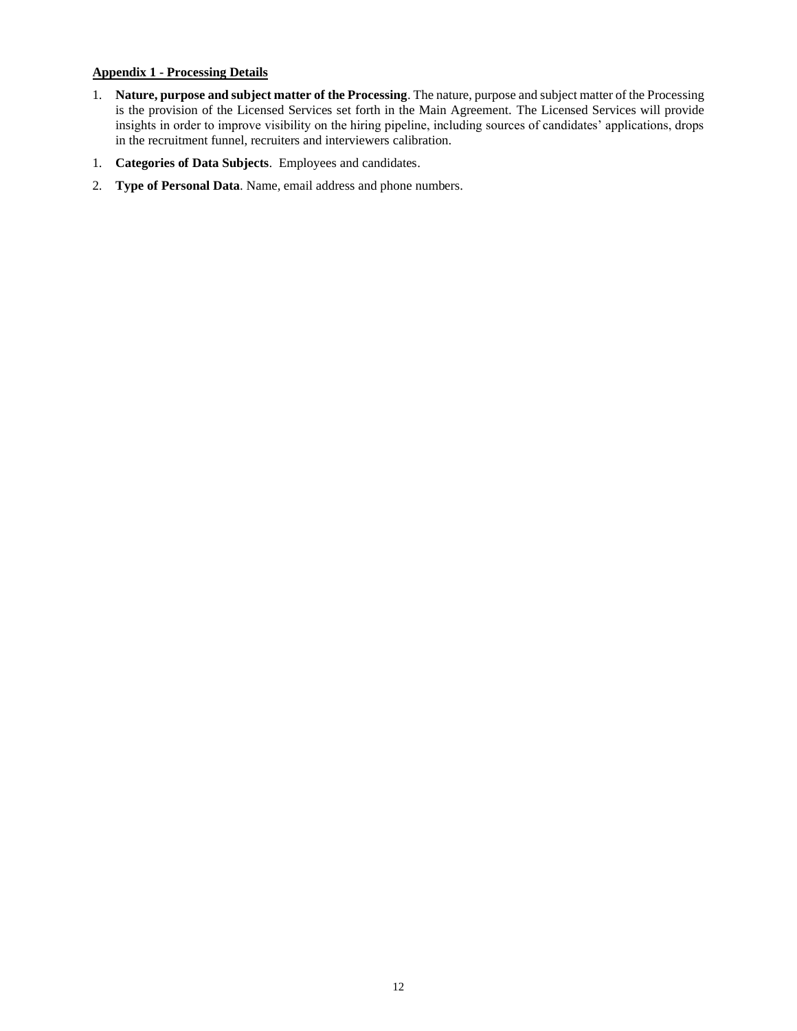**Appendix 1 - Processing Details**

1. **Nature, purpose and subject matter of the Processing**. The nature, purpose and subject matter of the Processing is the provision of the Licensed Services set forth in the Main Agreement. The Licensed Services will provide insights in order to improve visibility on the hiring pipeline, including sources of candidates' applications, drops in the recruitment funnel, recruiters and interviewers calibration.

1. **Categories of Data Subjects**. Employees and candidates.

2. **Type of Personal Data**. Name, email address and phone numbers.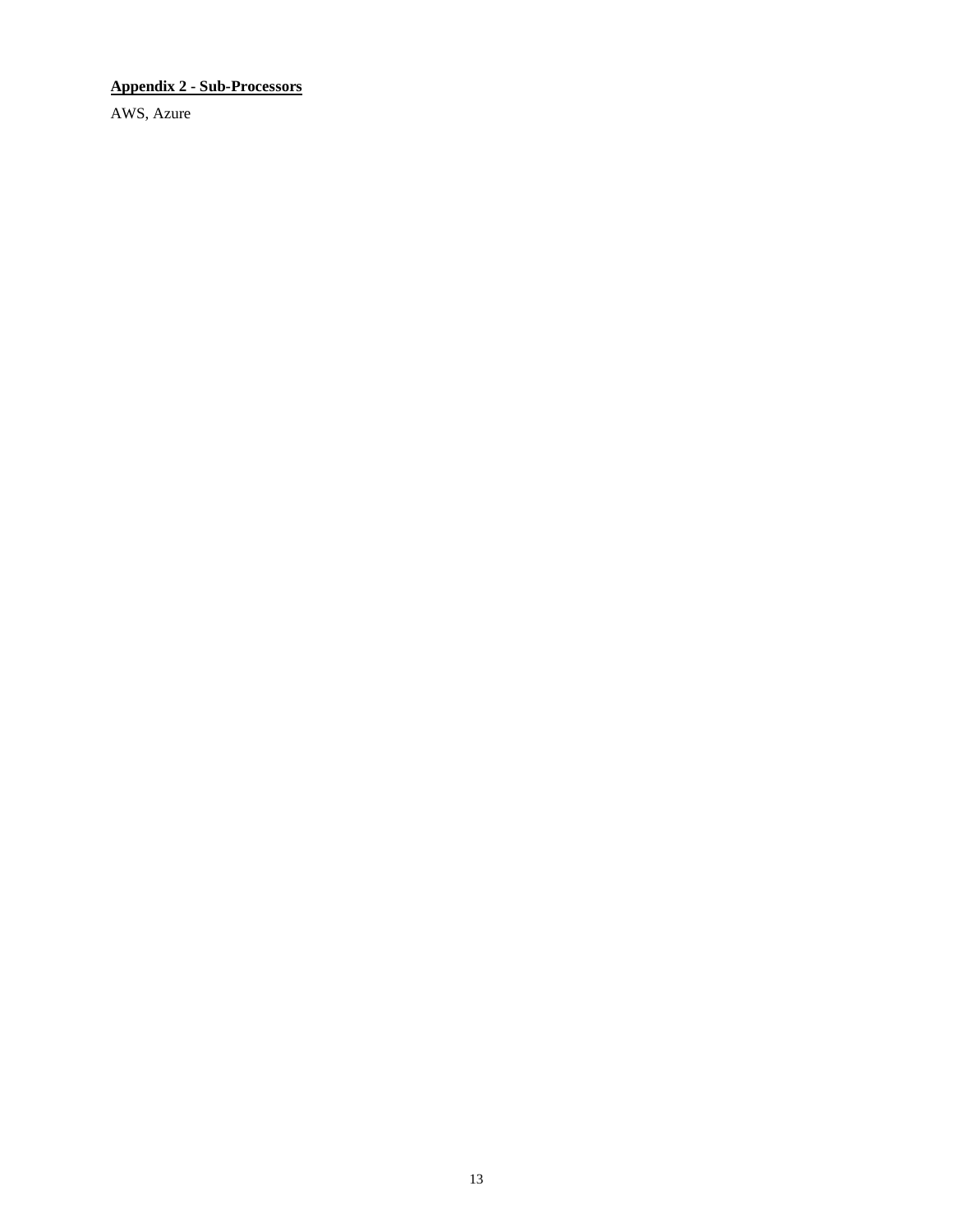**Appendix 2 - Sub-Processors**

AWS, Azure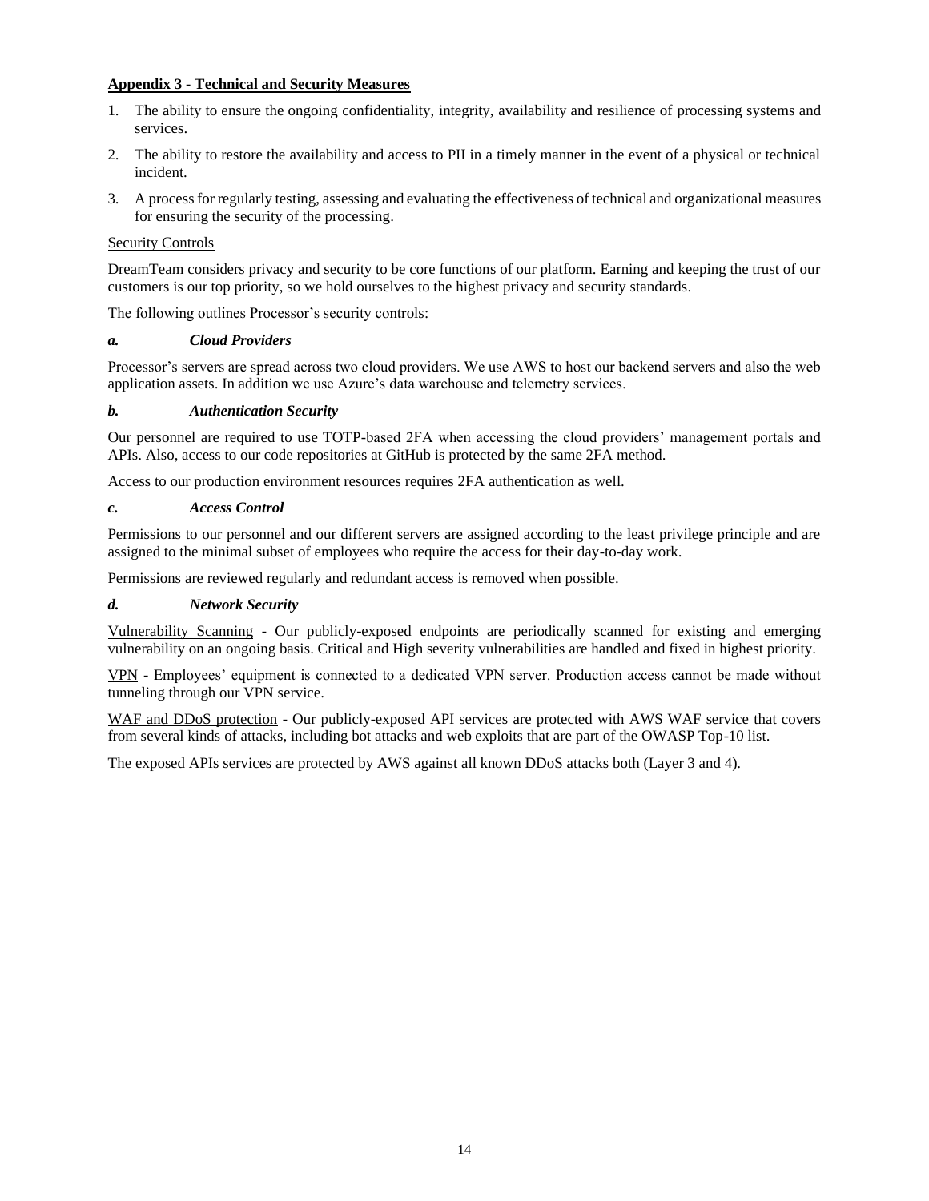**Appendix 3 - Technical and Security Measures**

1. The ability to ensure the ongoing confidentiality, integrity, availability and resilience of processing systems and services.
2. The ability to restore the availability and access to PII in a timely manner in the event of a physical or technical incident.
3. A process for regularly testing, assessing and evaluating the effectiveness of technical and organizational measures for ensuring the security of the processing.

Security Controls

DreamTeam considers privacy and security to be core functions of our platform. Earning and keeping the trust of our customers is our top priority, so we hold ourselves to the highest privacy and security standards.

The following outlines Processor's security controls:

***a. Cloud Providers***

Processor's servers are spread across two cloud providers. We use AWS to host our backend servers and also the web application assets. In addition we use Azure's data warehouse and telemetry services.

***b. Authentication Security***

Our personnel are required to use TOTP-based 2FA when accessing the cloud providers' management portals and APIs. Also, access to our code repositories at GitHub is protected by the same 2FA method.

Access to our production environment resources requires 2FA authentication as well.

***c. Access Control***

Permissions to our personnel and our different servers are assigned according to the least privilege principle and are assigned to the minimal subset of employees who require the access for their day-to-day work.

Permissions are reviewed regularly and redundant access is removed when possible.

***d. Network Security***

Vulnerability Scanning - Our publicly-exposed endpoints are periodically scanned for existing and emerging vulnerability on an ongoing basis. Critical and High severity vulnerabilities are handled and fixed in highest priority.

VPN - Employees' equipment is connected to a dedicated VPN server. Production access cannot be made without tunneling through our VPN service.

WAF and DDoS protection - Our publicly-exposed API services are protected with AWS WAF service that covers from several kinds of attacks, including bot attacks and web exploits that are part of the OWASP Top-10 list.

The exposed APIs services are protected by AWS against all known DDoS attacks both (Layer 3 and 4).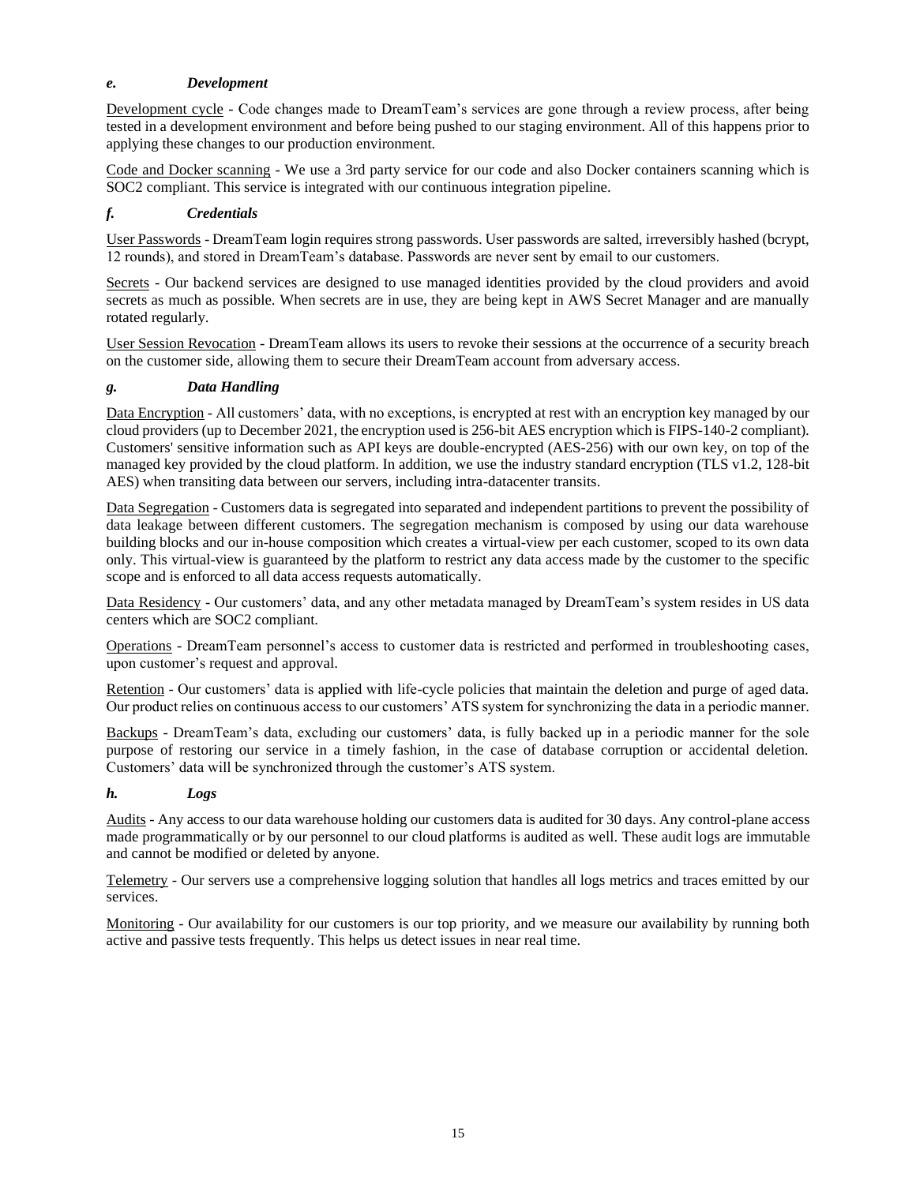### *e. Development*

Development cycle - Code changes made to DreamTeam's services are gone through a review process, after being tested in a development environment and before being pushed to our staging environment. All of this happens prior to applying these changes to our production environment.

Code and Docker scanning - We use a 3rd party service for our code and also Docker containers scanning which is SOC2 compliant. This service is integrated with our continuous integration pipeline.

### *f. Credentials*

User Passwords - DreamTeam login requires strong passwords. User passwords are salted, irreversibly hashed (bcrypt, 12 rounds), and stored in DreamTeam's database. Passwords are never sent by email to our customers.

Secrets - Our backend services are designed to use managed identities provided by the cloud providers and avoid secrets as much as possible. When secrets are in use, they are being kept in AWS Secret Manager and are manually rotated regularly.

User Session Revocation - DreamTeam allows its users to revoke their sessions at the occurrence of a security breach on the customer side, allowing them to secure their DreamTeam account from adversary access.

### *g. Data Handling*

Data Encryption - All customers' data, with no exceptions, is encrypted at rest with an encryption key managed by our cloud providers (up to December 2021, the encryption used is 256-bit AES encryption which is FIPS-140-2 compliant). Customers' sensitive information such as API keys are double-encrypted (AES-256) with our own key, on top of the managed key provided by the cloud platform. In addition, we use the industry standard encryption (TLS v1.2, 128-bit AES) when transiting data between our servers, including intra-datacenter transits.

Data Segregation - Customers data is segregated into separated and independent partitions to prevent the possibility of data leakage between different customers. The segregation mechanism is composed by using our data warehouse building blocks and our in-house composition which creates a virtual-view per each customer, scoped to its own data only. This virtual-view is guaranteed by the platform to restrict any data access made by the customer to the specific scope and is enforced to all data access requests automatically.

Data Residency - Our customers' data, and any other metadata managed by DreamTeam's system resides in US data centers which are SOC2 compliant.

Operations - DreamTeam personnel's access to customer data is restricted and performed in troubleshooting cases, upon customer's request and approval.

Retention - Our customers' data is applied with life-cycle policies that maintain the deletion and purge of aged data. Our product relies on continuous access to our customers' ATS system for synchronizing the data in a periodic manner.

Backups - DreamTeam's data, excluding our customers' data, is fully backed up in a periodic manner for the sole purpose of restoring our service in a timely fashion, in the case of database corruption or accidental deletion. Customers' data will be synchronized through the customer's ATS system.

### *h. Logs*

Audits - Any access to our data warehouse holding our customers data is audited for 30 days. Any control-plane access made programmatically or by our personnel to our cloud platforms is audited as well. These audit logs are immutable and cannot be modified or deleted by anyone.

Telemetry - Our servers use a comprehensive logging solution that handles all logs metrics and traces emitted by our services.

Monitoring - Our availability for our customers is our top priority, and we measure our availability by running both active and passive tests frequently. This helps us detect issues in near real time.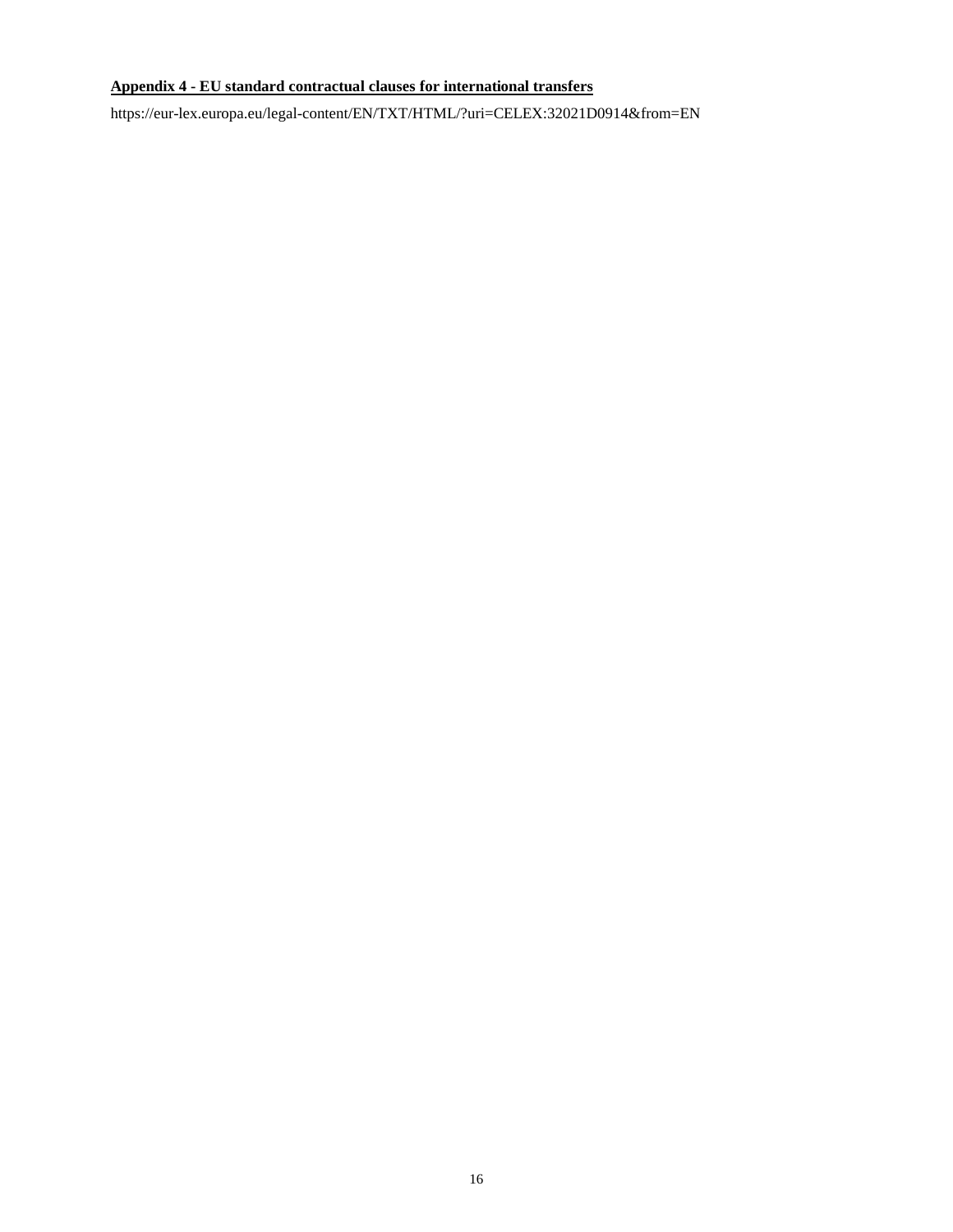**Appendix 4 - EU standard contractual clauses for international transfers**

https://eur-lex.europa.eu/legal-content/EN/TXT/HTML/?uri=CELEX:32021D0914&from=EN